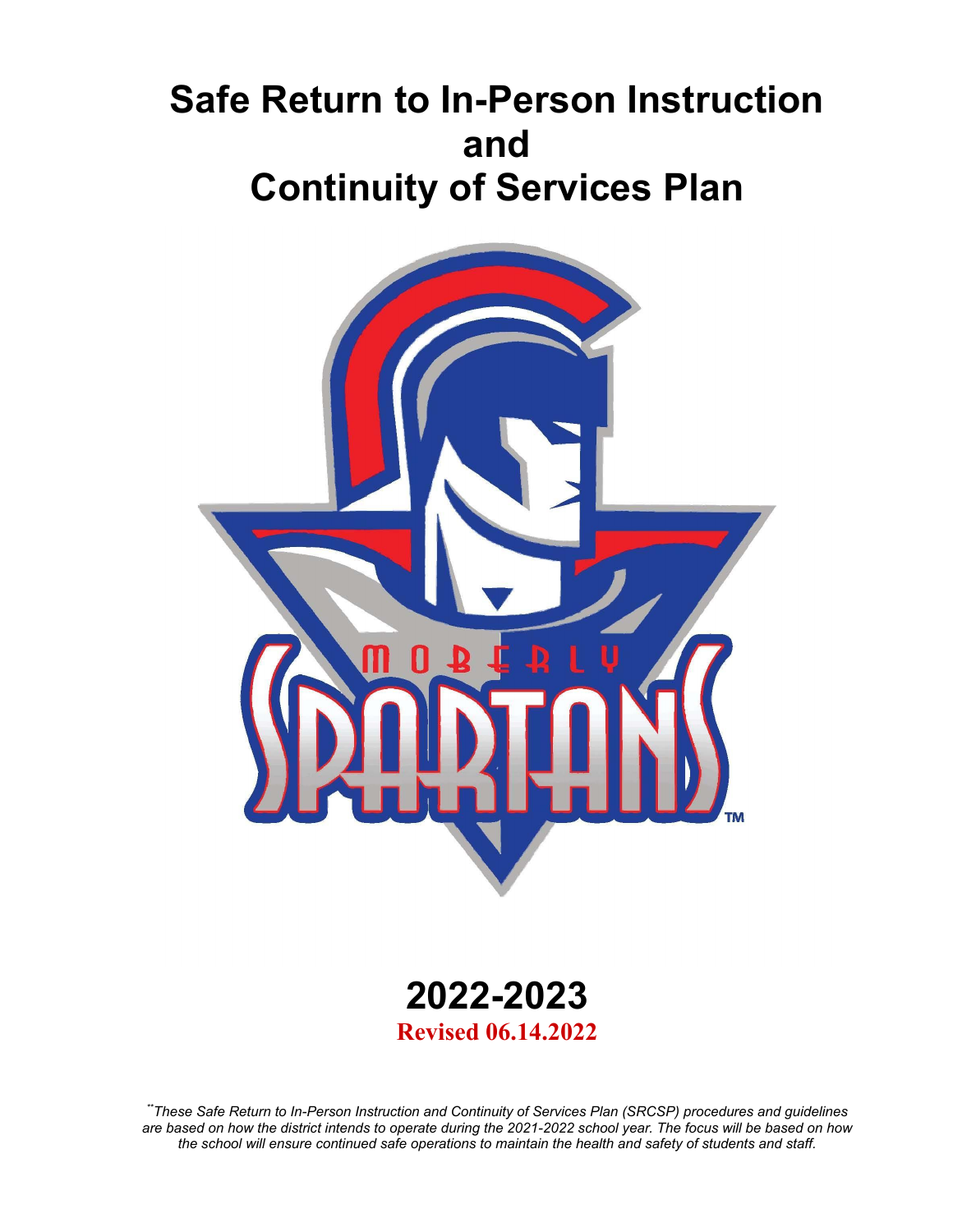# Safe Return to In-Person Instruction and Continuity of Services Plan

## 2022-2023

**Revised 06.14.2022**

*[**]These Safe Return to In-Person Instruction and Continuity of Services Plan (SRCSP) procedures and guidelines are based on how the district intends to operate during the 2021-2022 school year. The focus will be based on how the school will ensure continued safe operations to maintain the health and safety of students and staff.*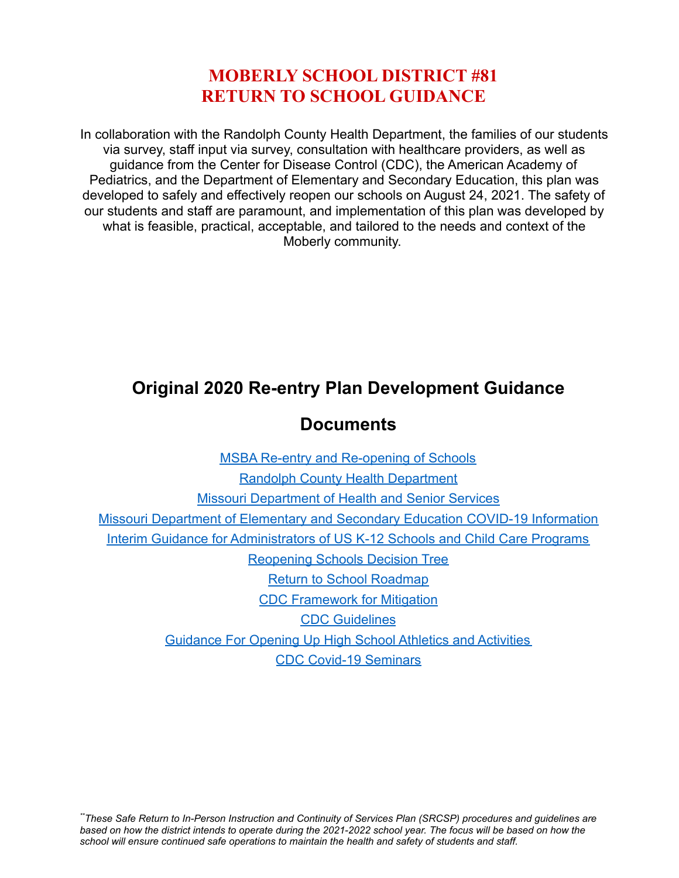# MOBERLY SCHOOL DISTRICT #81
# RETURN TO SCHOOL GUIDANCE

In collaboration with the Randolph County Health Department, the families of our students via survey, staff input via survey, consultation with healthcare providers, as well as guidance from the Center for Disease Control (CDC), the American Academy of Pediatrics, and the Department of Elementary and Secondary Education, this plan was developed to safely and effectively reopen our schools on August 24, 2021. The safety of our students and staff are paramount, and implementation of this plan was developed by what is feasible, practical, acceptable, and tailored to the needs and context of the Moberly community.

## Original 2020 Re-entry Plan Development Guidance Documents

MSBA Re-entry and Re-opening of Schools

Randolph County Health Department

Missouri Department of Health and Senior Services

Missouri Department of Elementary and Secondary Education COVID-19 Information

Interim Guidance for Administrators of US K-12 Schools and Child Care Programs

Reopening Schools Decision Tree

Return to School Roadmap

CDC Framework for Mitigation

CDC Guidelines

Guidance For Opening Up High School Athletics and Activities

CDC Covid-19 Seminars

*\*\*These Safe Return to In-Person Instruction and Continuity of Services Plan (SRCSP) procedures and guidelines are based on how the district intends to operate during the 2021-2022 school year. The focus will be based on how the school will ensure continued safe operations to maintain the health and safety of students and staff.*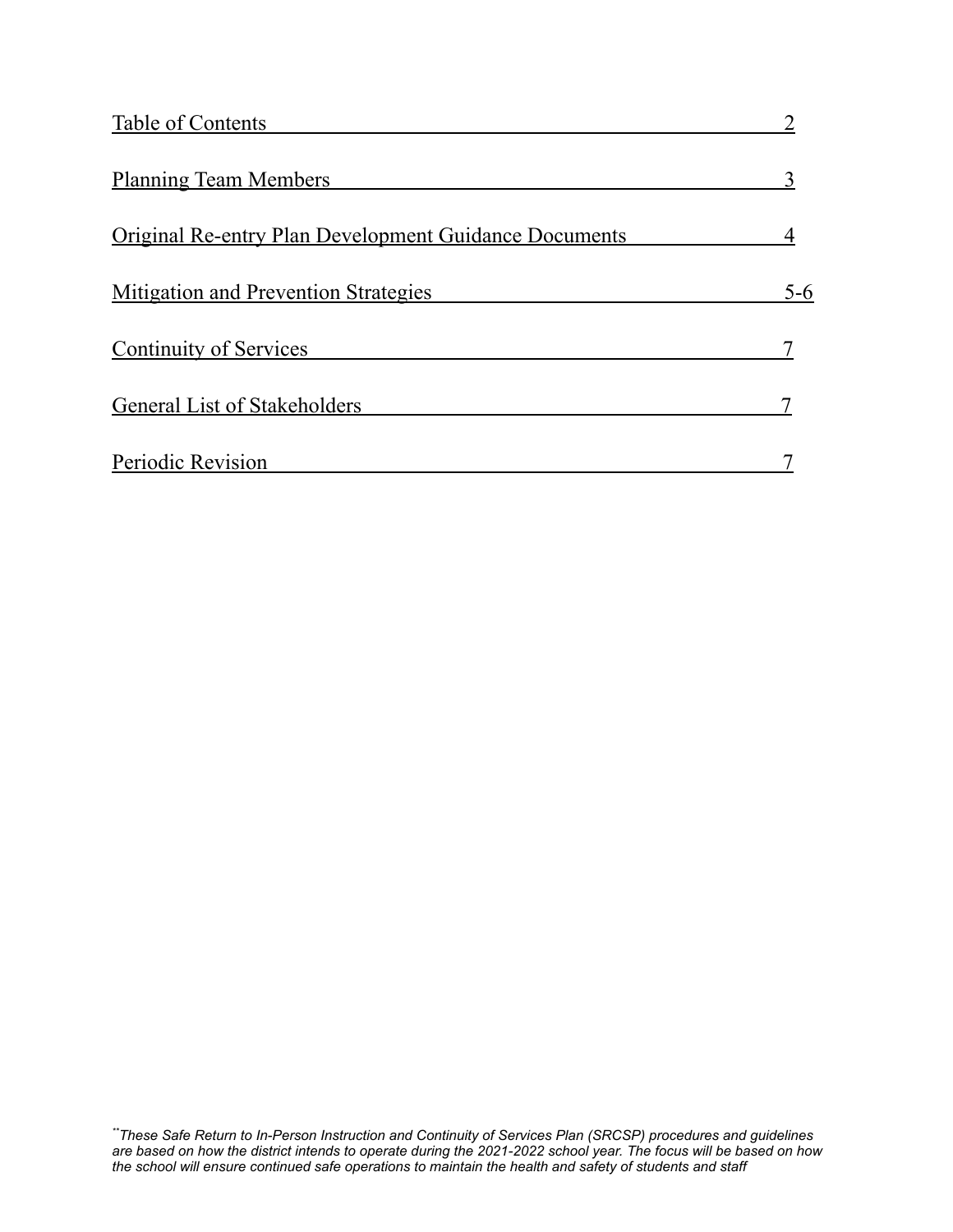| | |
|---|---|
| Table of Contents | 2 |
| Planning Team Members | 3 |
| Original Re-entry Plan Development Guidance Documents | 4 |
| Mitigation and Prevention Strategies | 5-6 |
| Continuity of Services | 7 |
| General List of Stakeholders | 7 |
| Periodic Revision | 7 |

*[**]These Safe Return to In-Person Instruction and Continuity of Services Plan (SRCSP) procedures and guidelines are based on how the district intends to operate during the 2021-2022 school year. The focus will be based on how the school will ensure continued safe operations to maintain the health and safety of students and staff*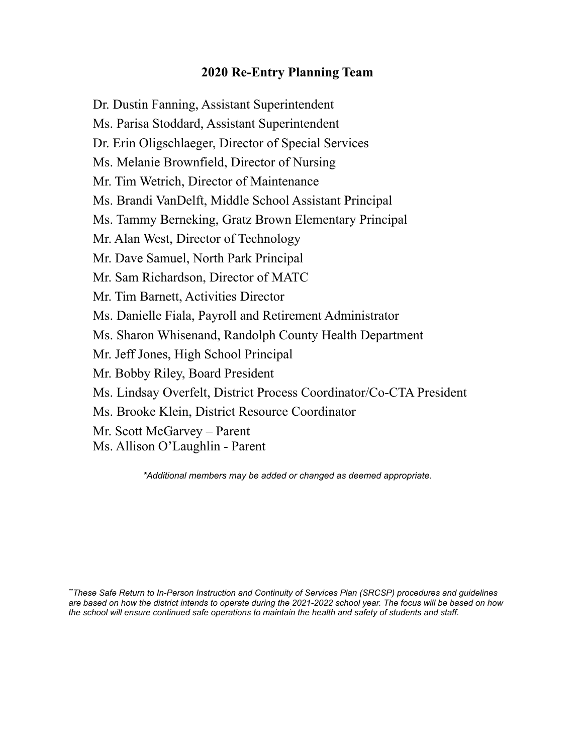## 2020 Re-Entry Planning Team

Dr. Dustin Fanning, Assistant Superintendent
Ms. Parisa Stoddard, Assistant Superintendent
Dr. Erin Oligschlaeger, Director of Special Services
Ms. Melanie Brownfield, Director of Nursing
Mr. Tim Wetrich, Director of Maintenance
Ms. Brandi VanDelft, Middle School Assistant Principal
Ms. Tammy Berneking, Gratz Brown Elementary Principal
Mr. Alan West, Director of Technology
Mr. Dave Samuel, North Park Principal
Mr. Sam Richardson, Director of MATC
Mr. Tim Barnett, Activities Director
Ms. Danielle Fiala, Payroll and Retirement Administrator
Ms. Sharon Whisenand, Randolph County Health Department
Mr. Jeff Jones, High School Principal
Mr. Bobby Riley, Board President
Ms. Lindsay Overfelt, District Process Coordinator/Co-CTA President
Ms. Brooke Klein, District Resource Coordinator
Mr. Scott McGarvey – Parent
Ms. Allison O'Laughlin - Parent

*\*Additional members may be added or changed as deemed appropriate.*

*\*\*These Safe Return to In-Person Instruction and Continuity of Services Plan (SRCSP) procedures and guidelines are based on how the district intends to operate during the 2021-2022 school year. The focus will be based on how the school will ensure continued safe operations to maintain the health and safety of students and staff.*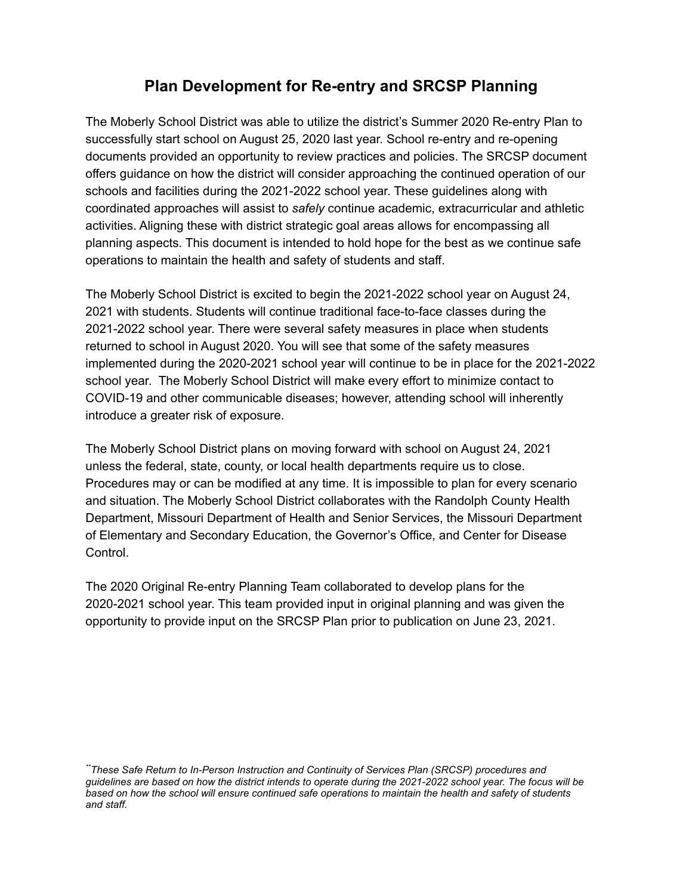# Plan Development for Re-entry and SRCSP Planning

The Moberly School District was able to utilize the district's Summer 2020 Re-entry Plan to successfully start school on August 25, 2020 last year. School re-entry and re-opening documents provided an opportunity to review practices and policies. The SRCSP document offers guidance on how the district will consider approaching the continued operation of our schools and facilities during the 2021-2022 school year. These guidelines along with coordinated approaches will assist to *safely* continue academic, extracurricular and athletic activities. Aligning these with district strategic goal areas allows for encompassing all planning aspects. This document is intended to hold hope for the best as we continue safe operations to maintain the health and safety of students and staff.

The Moberly School District is excited to begin the 2021-2022 school year on August 24, 2021 with students. Students will continue traditional face-to-face classes during the 2021-2022 school year. There were several safety measures in place when students returned to school in August 2020. You will see that some of the safety measures implemented during the 2020-2021 school year will continue to be in place for the 2021-2022 school year. The Moberly School District will make every effort to minimize contact to COVID-19 and other communicable diseases; however, attending school will inherently introduce a greater risk of exposure.

The Moberly School District plans on moving forward with school on August 24, 2021 unless the federal, state, county, or local health departments require us to close. Procedures may or can be modified at any time. It is impossible to plan for every scenario and situation. The Moberly School District collaborates with the Randolph County Health Department, Missouri Department of Health and Senior Services, the Missouri Department of Elementary and Secondary Education, the Governor's Office, and Center for Disease Control.

The 2020 Original Re-entry Planning Team collaborated to develop plans for the 2020-2021 school year. This team provided input in original planning and was given the opportunity to provide input on the SRCSP Plan prior to publication on June 23, 2021.

*\*\*These Safe Return to In-Person Instruction and Continuity of Services Plan (SRCSP) procedures and guidelines are based on how the district intends to operate during the 2021-2022 school year. The focus will be based on how the school will ensure continued safe operations to maintain the health and safety of students and staff.*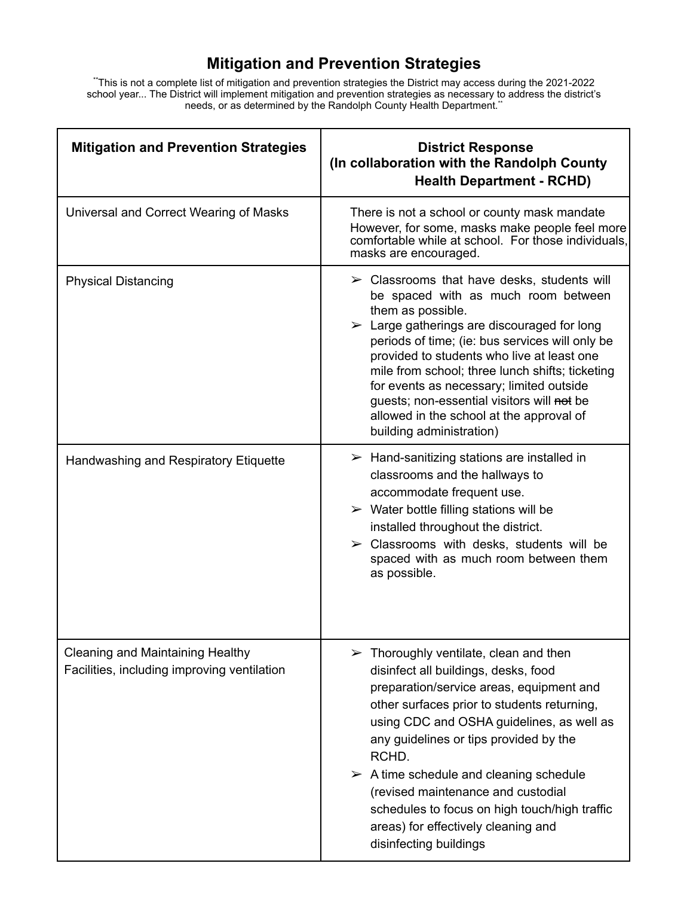## Mitigation and Prevention Strategies

**This is not a complete list of mitigation and prevention strategies the District may access during the 2021-2022 school year... The District will implement mitigation and prevention strategies as necessary to address the district's needs, or as determined by the Randolph County Health Department.**

| Mitigation and Prevention Strategies | District Response (In collaboration with the Randolph County Health Department - RCHD) |
|---|---|
| Universal and Correct Wearing of Masks | There is not a school or county mask mandate However, for some, masks make people feel more comfortable while at school. For those individuals, masks are encouraged. |
| Physical Distancing | ➢ Classrooms that have desks, students will be spaced with as much room between them as possible.<br>➢ Large gatherings are discouraged for long periods of time; (ie: bus services will only be provided to students who live at least one mile from school; three lunch shifts; ticketing for events as necessary; limited outside guests; non-essential visitors will ~~not~~ be allowed in the school at the approval of building administration) |
| Handwashing and Respiratory Etiquette | ➢ Hand-sanitizing stations are installed in classrooms and the hallways to accommodate frequent use.<br>➢ Water bottle filling stations will be installed throughout the district.<br>➢ Classrooms with desks, students will be spaced with as much room between them as possible. |
| Cleaning and Maintaining Healthy Facilities, including improving ventilation | ➢ Thoroughly ventilate, clean and then disinfect all buildings, desks, food preparation/service areas, equipment and other surfaces prior to students returning, using CDC and OSHA guidelines, as well as any guidelines or tips provided by the RCHD.<br>➢ A time schedule and cleaning schedule (revised maintenance and custodial schedules to focus on high touch/high traffic areas) for effectively cleaning and disinfecting buildings |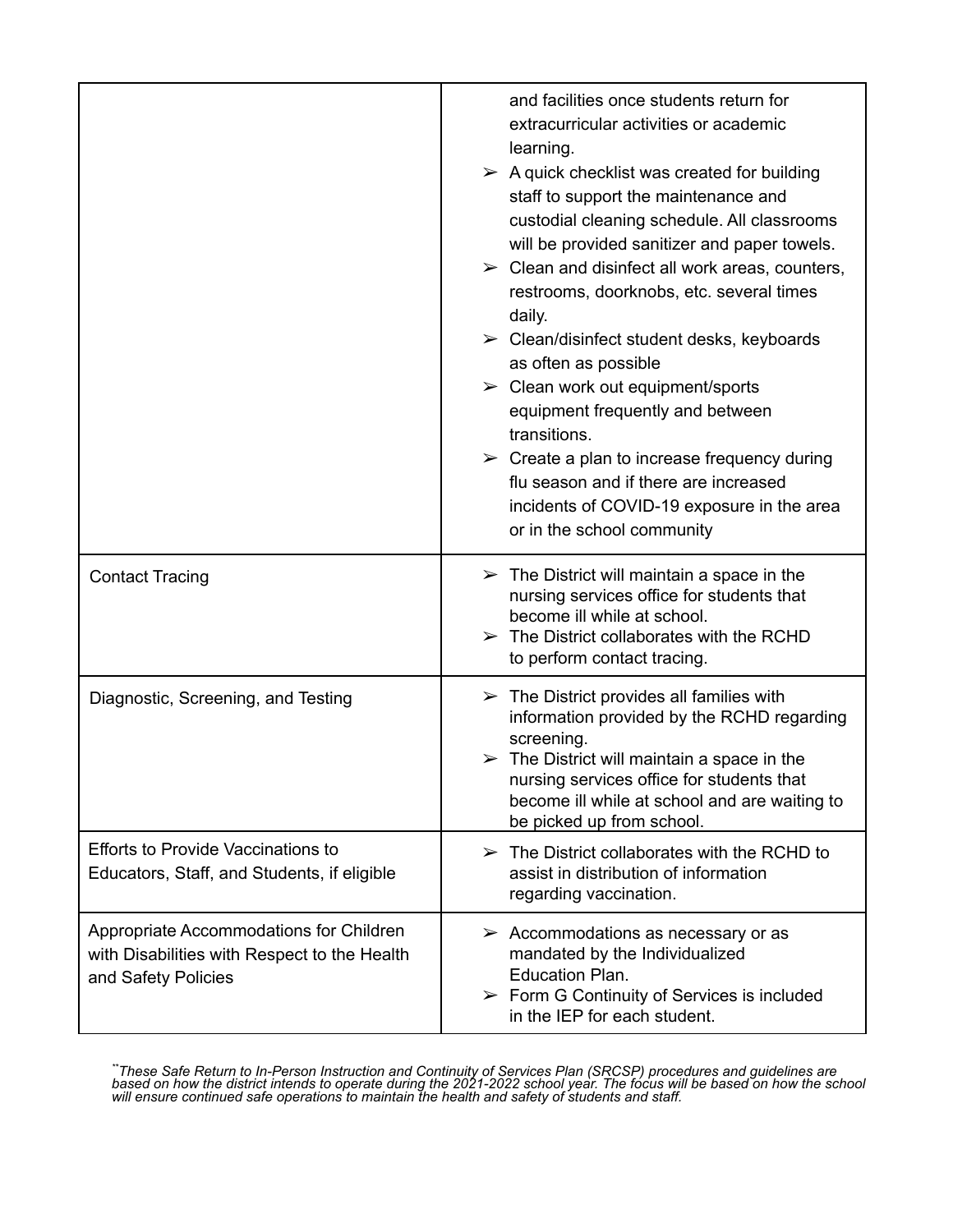| | |
|---|---|
| | and facilities once students return for extracurricular activities or academic learning.<br>➢ A quick checklist was created for building staff to support the maintenance and custodial cleaning schedule. All classrooms will be provided sanitizer and paper towels.<br>➢ Clean and disinfect all work areas, counters, restrooms, doorknobs, etc. several times daily.<br>➢ Clean/disinfect student desks, keyboards as often as possible<br>➢ Clean work out equipment/sports equipment frequently and between transitions.<br>➢ Create a plan to increase frequency during flu season and if there are increased incidents of COVID-19 exposure in the area or in the school community |
| Contact Tracing | ➢ The District will maintain a space in the nursing services office for students that become ill while at school.<br>➢ The District collaborates with the RCHD to perform contact tracing. |
| Diagnostic, Screening, and Testing | ➢ The District provides all families with information provided by the RCHD regarding screening.<br>➢ The District will maintain a space in the nursing services office for students that become ill while at school and are waiting to be picked up from school. |
| Efforts to Provide Vaccinations to Educators, Staff, and Students, if eligible | ➢ The District collaborates with the RCHD to assist in distribution of information regarding vaccination. |
| Appropriate Accommodations for Children with Disabilities with Respect to the Health and Safety Policies | ➢ Accommodations as necessary or as mandated by the Individualized Education Plan.<br>➢ Form G Continuity of Services is included in the IEP for each student. |

*\*\*These Safe Return to In-Person Instruction and Continuity of Services Plan (SRCSP) procedures and guidelines are based on how the district intends to operate during the 2021-2022 school year. The focus will be based on how the school will ensure continued safe operations to maintain the health and safety of students and staff.*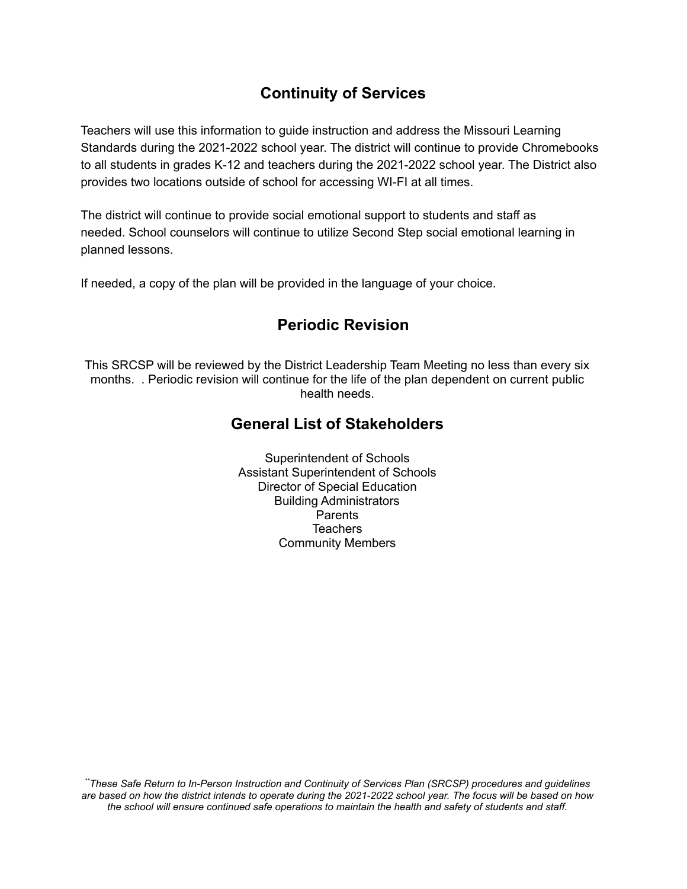## Continuity of Services

Teachers will use this information to guide instruction and address the Missouri Learning Standards during the 2021-2022 school year. The district will continue to provide Chromebooks to all students in grades K-12 and teachers during the 2021-2022 school year. The District also provides two locations outside of school for accessing WI-FI at all times.

The district will continue to provide social emotional support to students and staff as needed. School counselors will continue to utilize Second Step social emotional learning in planned lessons.

If needed, a copy of the plan will be provided in the language of your choice.

## Periodic Revision

This SRCSP will be reviewed by the District Leadership Team Meeting no less than every six months.  . Periodic revision will continue for the life of the plan dependent on current public health needs.

## General List of Stakeholders

Superintendent of Schools
Assistant Superintendent of Schools
Director of Special Education
Building Administrators
Parents
Teachers
Community Members

*\*\*These Safe Return to In-Person Instruction and Continuity of Services Plan (SRCSP) procedures and guidelines are based on how the district intends to operate during the 2021-2022 school year. The focus will be based on how the school will ensure continued safe operations to maintain the health and safety of students and staff.*